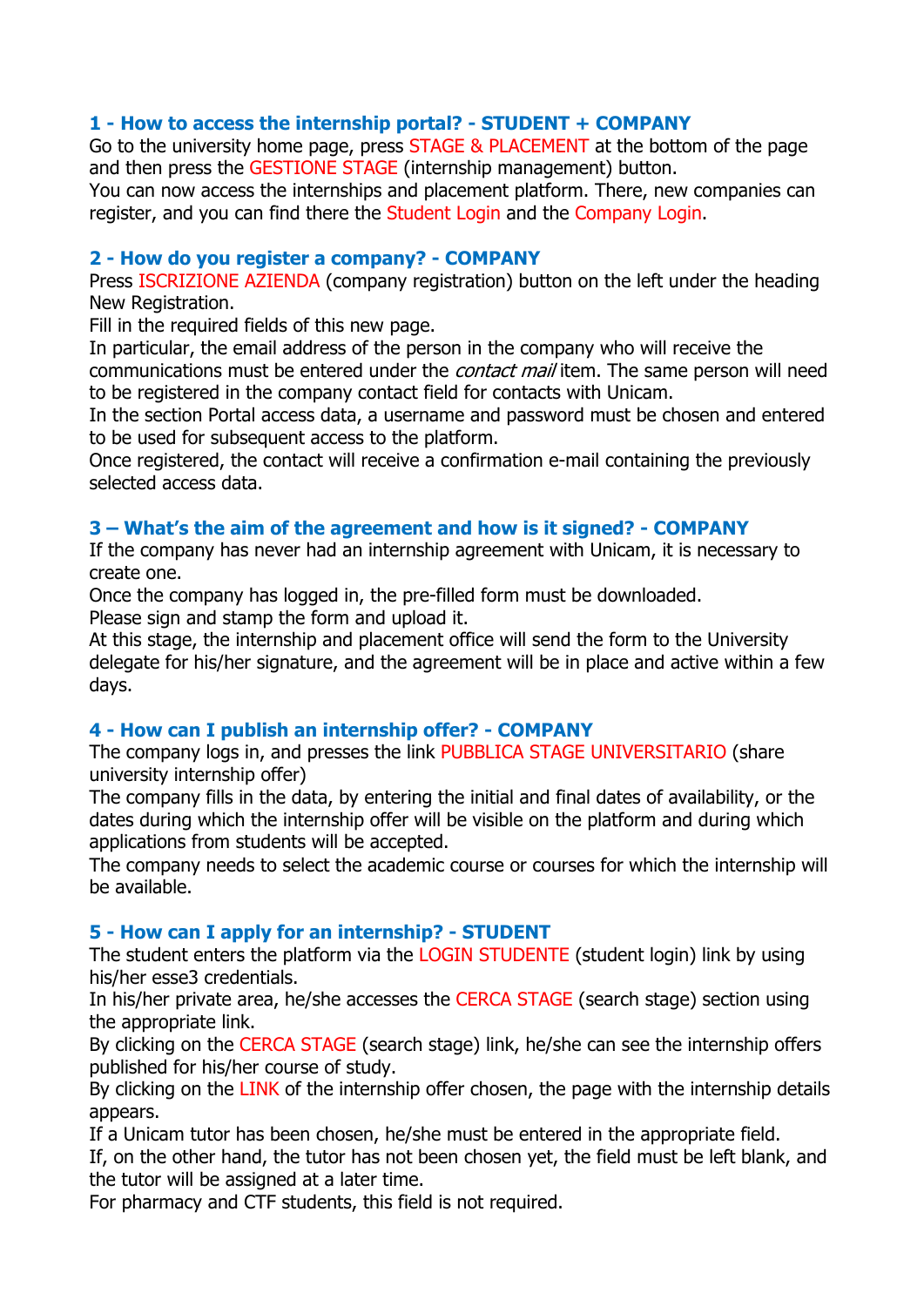### 1 - How to access the internship portal? - STUDENT + COMPANY

Go to the university home page, press STAGE & PLACEMENT at the bottom of the page and then press the GESTIONE STAGE (internship management) button.
You can now access the internships and placement platform. There, new companies can register, and you can find there the Student Login and the Company Login.

### 2 - How do you register a company? - COMPANY

Press ISCRIZIONE AZIENDA (company registration) button on the left under the heading New Registration.
Fill in the required fields of this new page.
In particular, the email address of the person in the company who will receive the communications must be entered under the *contact mail* item. The same person will need to be registered in the company contact field for contacts with Unicam.
In the section Portal access data, a username and password must be chosen and entered to be used for subsequent access to the platform.
Once registered, the contact will receive a confirmation e-mail containing the previously selected access data.

### 3 – What's the aim of the agreement and how is it signed? - COMPANY

If the company has never had an internship agreement with Unicam, it is necessary to create one.
Once the company has logged in, the pre-filled form must be downloaded.
Please sign and stamp the form and upload it.
At this stage, the internship and placement office will send the form to the University delegate for his/her signature, and the agreement will be in place and active within a few days.

### 4 - How can I publish an internship offer? - COMPANY

The company logs in, and presses the link PUBBLICA STAGE UNIVERSITARIO (share university internship offer)
The company fills in the data, by entering the initial and final dates of availability, or the dates during which the internship offer will be visible on the platform and during which applications from students will be accepted.
The company needs to select the academic course or courses for which the internship will be available.

### 5 - How can I apply for an internship? - STUDENT

The student enters the platform via the LOGIN STUDENTE (student login) link by using his/her esse3 credentials.
In his/her private area, he/she accesses the CERCA STAGE (search stage) section using the appropriate link.
By clicking on the CERCA STAGE (search stage) link, he/she can see the internship offers published for his/her course of study.
By clicking on the LINK of the internship offer chosen, the page with the internship details appears.
If a Unicam tutor has been chosen, he/she must be entered in the appropriate field.
If, on the other hand, the tutor has not been chosen yet, the field must be left blank, and the tutor will be assigned at a later time.
For pharmacy and CTF students, this field is not required.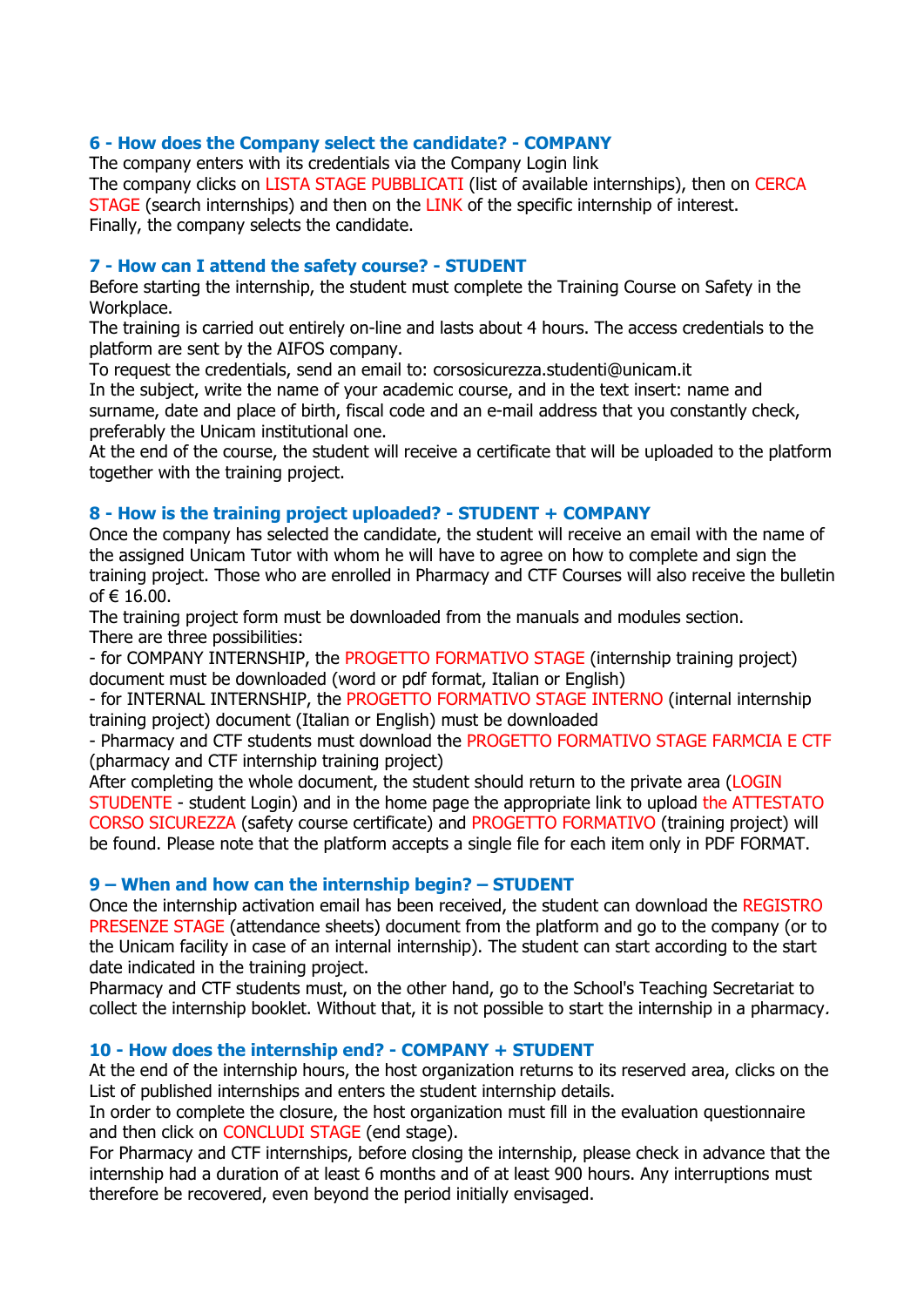### 6 - How does the Company select the candidate? - COMPANY

The company enters with its credentials via the Company Login link
The company clicks on LISTA STAGE PUBBLICATI (list of available internships), then on CERCA STAGE (search internships) and then on the LINK of the specific internship of interest.
Finally, the company selects the candidate.

### 7 - How can I attend the safety course? - STUDENT

Before starting the internship, the student must complete the Training Course on Safety in the Workplace.
The training is carried out entirely on-line and lasts about 4 hours. The access credentials to the platform are sent by the AIFOS company.
To request the credentials, send an email to: corsosicurezza.studenti@unicam.it
In the subject, write the name of your academic course, and in the text insert: name and surname, date and place of birth, fiscal code and an e-mail address that you constantly check, preferably the Unicam institutional one.
At the end of the course, the student will receive a certificate that will be uploaded to the platform together with the training project.

### 8 - How is the training project uploaded? - STUDENT + COMPANY

Once the company has selected the candidate, the student will receive an email with the name of the assigned Unicam Tutor with whom he will have to agree on how to complete and sign the training project. Those who are enrolled in Pharmacy and CTF Courses will also receive the bulletin of € 16.00.
The training project form must be downloaded from the manuals and modules section.
There are three possibilities:
- for COMPANY INTERNSHIP, the PROGETTO FORMATIVO STAGE (internship training project) document must be downloaded (word or pdf format, Italian or English)
- for INTERNAL INTERNSHIP, the PROGETTO FORMATIVO STAGE INTERNO (internal internship training project) document (Italian or English) must be downloaded
- Pharmacy and CTF students must download the PROGETTO FORMATIVO STAGE FARMCIA E CTF (pharmacy and CTF internship training project)

After completing the whole document, the student should return to the private area (LOGIN STUDENTE - student Login) and in the home page the appropriate link to upload the ATTESTATO CORSO SICUREZZA (safety course certificate) and PROGETTO FORMATIVO (training project) will be found. Please note that the platform accepts a single file for each item only in PDF FORMAT.

### 9 – When and how can the internship begin? – STUDENT

Once the internship activation email has been received, the student can download the REGISTRO PRESENZE STAGE (attendance sheets) document from the platform and go to the company (or to the Unicam facility in case of an internal internship). The student can start according to the start date indicated in the training project.
Pharmacy and CTF students must, on the other hand, go to the School's Teaching Secretariat to collect the internship booklet. Without that, it is not possible to start the internship in a pharmacy.

### 10 - How does the internship end? - COMPANY + STUDENT

At the end of the internship hours, the host organization returns to its reserved area, clicks on the List of published internships and enters the student internship details.
In order to complete the closure, the host organization must fill in the evaluation questionnaire and then click on CONCLUDI STAGE (end stage).
For Pharmacy and CTF internships, before closing the internship, please check in advance that the internship had a duration of at least 6 months and of at least 900 hours. Any interruptions must therefore be recovered, even beyond the period initially envisaged.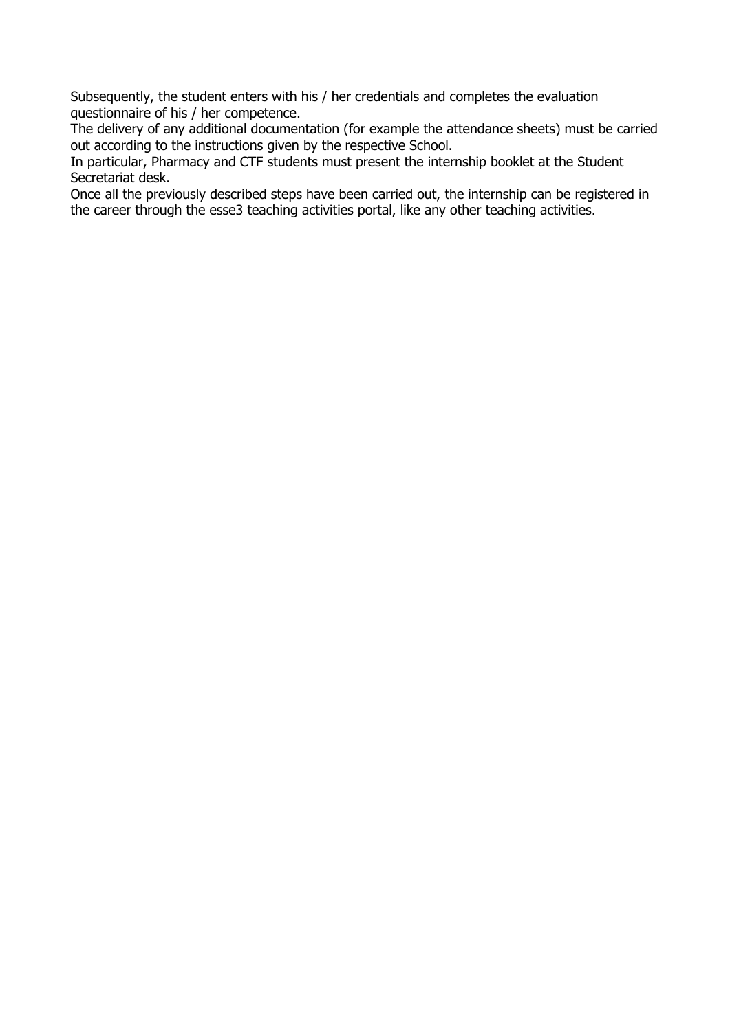Subsequently, the student enters with his / her credentials and completes the evaluation questionnaire of his / her competence.

The delivery of any additional documentation (for example the attendance sheets) must be carried out according to the instructions given by the respective School.

In particular, Pharmacy and CTF students must present the internship booklet at the Student Secretariat desk.

Once all the previously described steps have been carried out, the internship can be registered in the career through the esse3 teaching activities portal, like any other teaching activities.